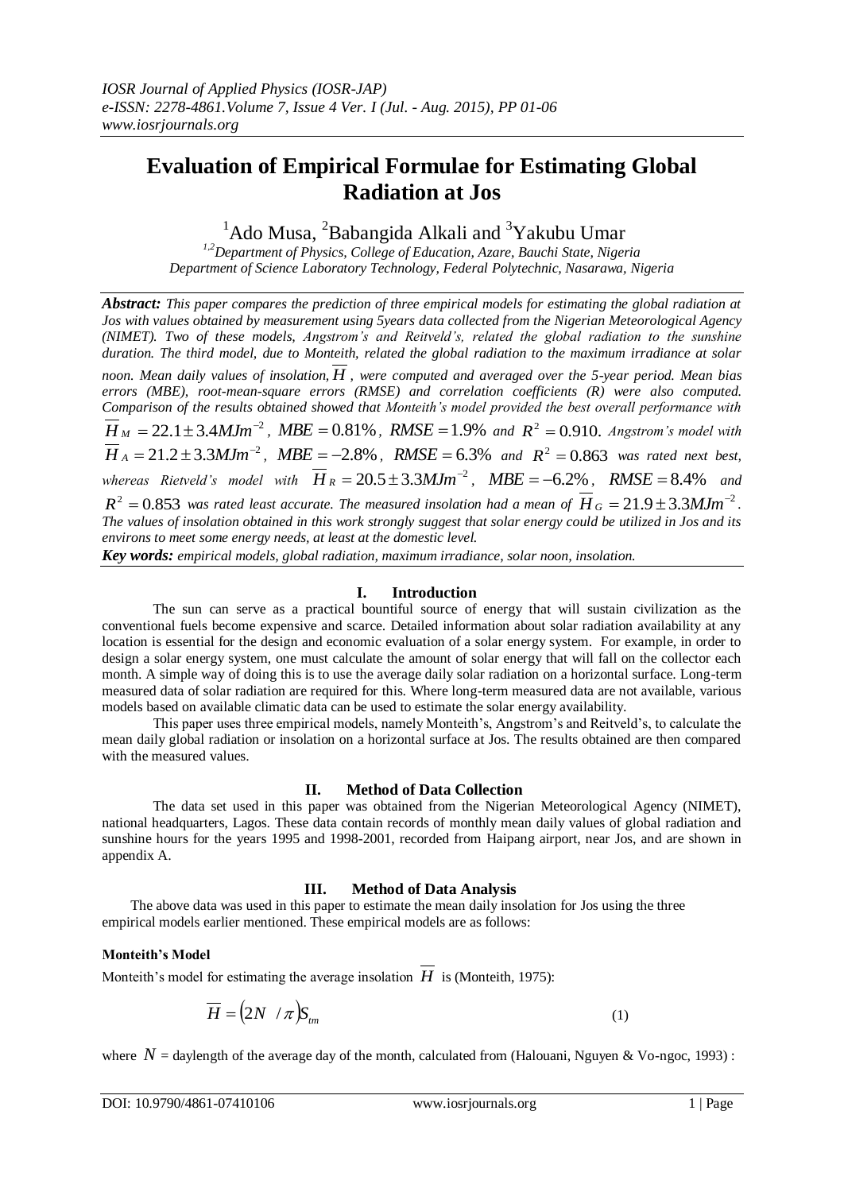# Evaluation of Empirical Formulae for Estimating Global Radiation at Jos

[1]Ado Musa, [2]Babangida Alkali and [3]Yakubu Umar

*[1,2]Department of Physics, College of Education, Azare, Bauchi State, Nigeria*
*Department of Science Laboratory Technology, Federal Polytechnic, Nasarawa, Nigeria*

***Abstract:*** *This paper compares the prediction of three empirical models for estimating the global radiation at Jos with values obtained by measurement using 5years data collected from the Nigerian Meteorological Agency (NIMET). Two of these models, Angstrom's and Reitveld's, related the global radiation to the sunshine duration. The third model, due to Monteith, related the global radiation to the maximum irradiance at solar noon. Mean daily values of insolation,* $\overline{H}$ *, were computed and averaged over the 5-year period. Mean bias errors (MBE), root-mean-square errors (RMSE) and correlation coefficients (R) were also computed. Comparison of the results obtained showed that Monteith's model provided the best overall performance with* $\overline{H}_M = 22.1 \pm 3.4 MJm^{-2}$, $MBE = 0.81\%$, $RMSE = 1.9\%$ *and* $R^2 = 0.910$. *Angstrom's model with* $\overline{H}_A = 21.2 \pm 3.3 MJm^{-2}$, $MBE = -2.8\%$, $RMSE = 6.3\%$ *and* $R^2 = 0.863$ *was rated next best, whereas Rietveld's model with* $\overline{H}_R = 20.5 \pm 3.3 MJm^{-2}$, $MBE = -6.2\%$, $RMSE = 8.4\%$ *and* $R^2 = 0.853$ *was rated least accurate. The measured insolation had a mean of* $\overline{H}_G = 21.9 \pm 3.3 MJm^{-2}$. *The values of insolation obtained in this work strongly suggest that solar energy could be utilized in Jos and its environs to meet some energy needs, at least at the domestic level.*

***Key words:*** *empirical models, global radiation, maximum irradiance, solar noon, insolation.*

## I. Introduction

The sun can serve as a practical bountiful source of energy that will sustain civilization as the conventional fuels become expensive and scarce. Detailed information about solar radiation availability at any location is essential for the design and economic evaluation of a solar energy system. For example, in order to design a solar energy system, one must calculate the amount of solar energy that will fall on the collector each month. A simple way of doing this is to use the average daily solar radiation on a horizontal surface. Long-term measured data of solar radiation are required for this. Where long-term measured data are not available, various models based on available climatic data can be used to estimate the solar energy availability.

This paper uses three empirical models, namely Monteith's, Angstrom's and Reitveld's, to calculate the mean daily global radiation or insolation on a horizontal surface at Jos. The results obtained are then compared with the measured values.

## II. Method of Data Collection

The data set used in this paper was obtained from the Nigerian Meteorological Agency (NIMET), national headquarters, Lagos. These data contain records of monthly mean daily values of global radiation and sunshine hours for the years 1995 and 1998-2001, recorded from Haipang airport, near Jos, and are shown in appendix A.

## III. Method of Data Analysis

The above data was used in this paper to estimate the mean daily insolation for Jos using the three empirical models earlier mentioned. These empirical models are as follows:

**Monteith's Model**

Monteith's model for estimating the average insolation $\overline{H}$ is (Monteith, 1975):

$$\overline{H} = (2N / \pi) S_{tm} \tag{1}$$

where $N$ = daylength of the average day of the month, calculated from (Halouani, Nguyen & Vo-ngoc, 1993) :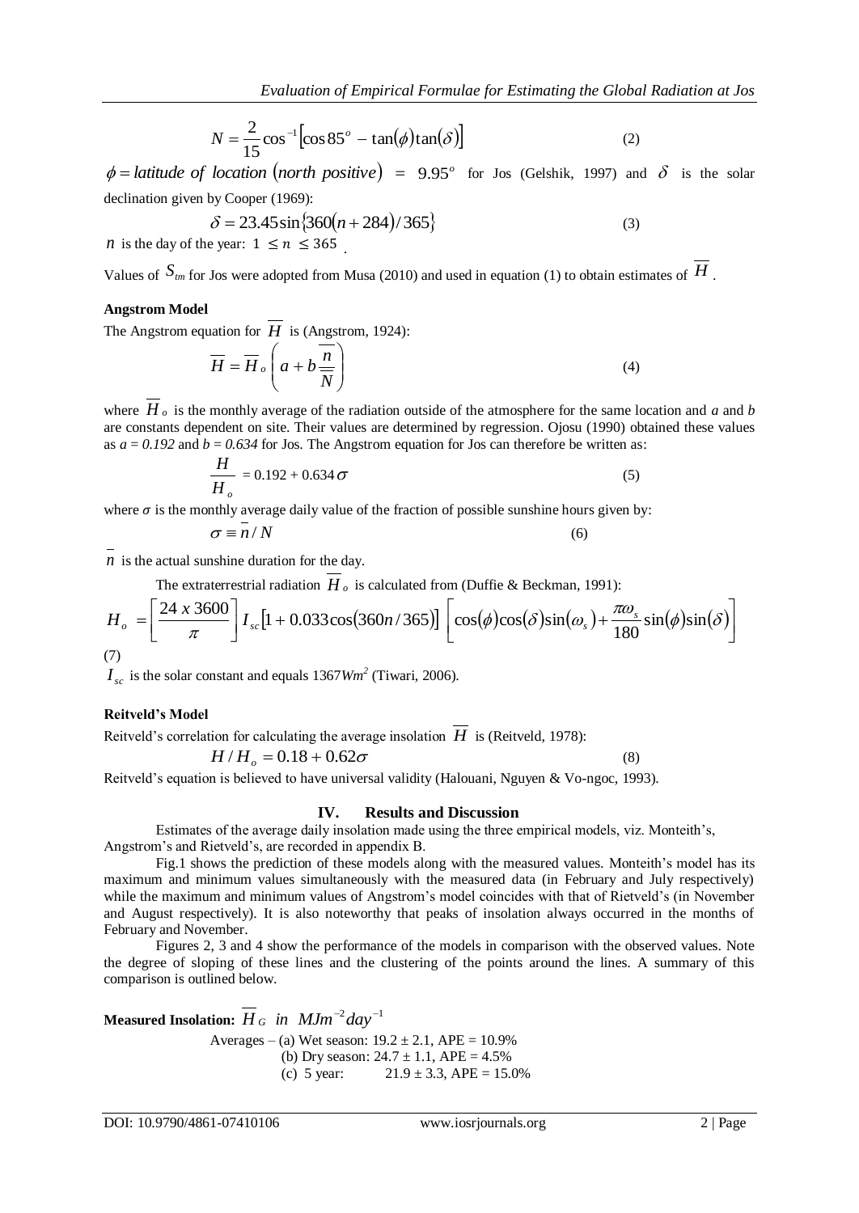$$N = \frac{2}{15}\cos^{-1}\left[\cos 85^o - \tan(\phi)\tan(\delta)\right] \qquad (2)$$

$\phi = latitude\ of\ location\ (north\ positive)$ = $9.95^o$ for Jos (Gelshik, 1997) and $\delta$ is the solar declination given by Cooper (1969):

$$\delta = 23.45\sin\{360(n+284)/365\} \qquad (3)$$

$n$ is the day of the year: $1 \leq n \leq 365$ .

Values of $S_{tm}$ for Jos were adopted from Musa (2010) and used in equation (1) to obtain estimates of $\overline{H}$.

**Angstrom Model**

The Angstrom equation for $\overline{H}$ is (Angstrom, 1924):

$$\overline{H} = \overline{H}_o\left(a + b\frac{\overline{n}}{\overline{N}}\right) \qquad (4)$$

where $\overline{H}_o$ is the monthly average of the radiation outside of the atmosphere for the same location and *a* and *b* are constants dependent on site. Their values are determined by regression. Ojosu (1990) obtained these values as *a = 0.192* and *b = 0.634* for Jos. The Angstrom equation for Jos can therefore be written as:

$$\frac{H}{H_o} = 0.192 + 0.634\sigma \qquad (5)$$

where $\sigma$ is the monthly average daily value of the fraction of possible sunshine hours given by:

$$\sigma \equiv \overline{n}/N \qquad (6)$$

$\overline{n}$ is the actual sunshine duration for the day.

The extraterrestrial radiation $\overline{H}_o$ is calculated from (Duffie & Beckman, 1991):

$$H_o = \left[\frac{24\ x\ 3600}{\pi}\right] I_{sc}\left[1 + 0.033\cos(360n/365)\right]\left[\cos(\phi)\cos(\delta)\sin(\omega_s) + \frac{\pi\omega_s}{180}\sin(\phi)\sin(\delta)\right]$$

(7)

$I_{sc}$ is the solar constant and equals $1367Wm^2$ (Tiwari, 2006).

**Reitveld's Model**

Reitveld's correlation for calculating the average insolation $\overline{H}$ is (Reitveld, 1978):

$$H/H_o = 0.18 + 0.62\sigma \qquad (8)$$

Reitveld's equation is believed to have universal validity (Halouani, Nguyen & Vo-ngoc, 1993).

## IV. Results and Discussion

Estimates of the average daily insolation made using the three empirical models, viz. Monteith's, Angstrom's and Rietveld's, are recorded in appendix B.

Fig.1 shows the prediction of these models along with the measured values. Monteith's model has its maximum and minimum values simultaneously with the measured data (in February and July respectively) while the maximum and minimum values of Angstrom's model coincides with that of Rietveld's (in November and August respectively). It is also noteworthy that peaks of insolation always occurred in the months of February and November.

Figures 2, 3 and 4 show the performance of the models in comparison with the observed values. Note the degree of sloping of these lines and the clustering of the points around the lines. A summary of this comparison is outlined below.

**Measured Insolation:** $\overline{H}_G$ *in* $MJm^{-2}day^{-1}$

Averages – (a) Wet season: $19.2 \pm 2.1$, APE = 10.9%
(b) Dry season: $24.7 \pm 1.1$, APE = 4.5%
(c) 5 year: $21.9 \pm 3.3$, APE = 15.0%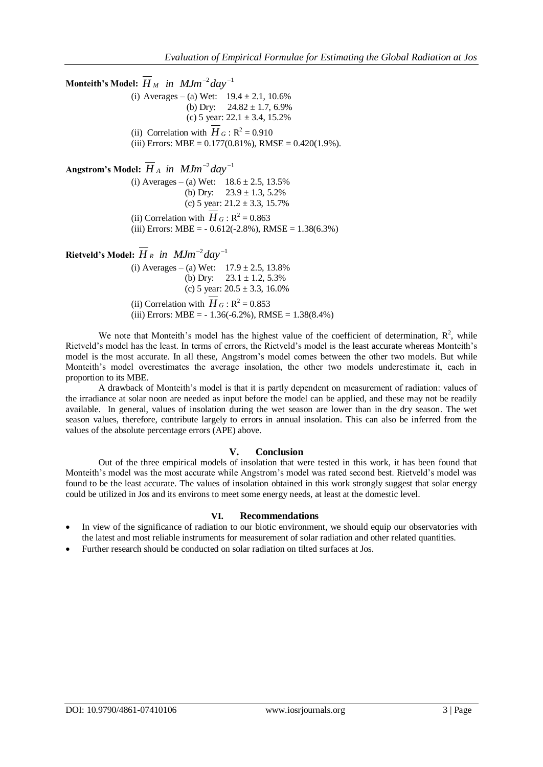**Monteith's Model:** $\overline{H}_M$ *in* $MJm^{-2}day^{-1}$

(i) Averages – (a) Wet: 19.4 ± 2.1, 10.6%
(b) Dry: 24.82 ± 1.7, 6.9%
(c) 5 year: 22.1 ± 3.4, 15.2%

(ii) Correlation with $\overline{H}_G$ : $R^2 = 0.910$

(iii) Errors: MBE = 0.177(0.81%), RMSE = 0.420(1.9%).

**Angstrom's Model:** $\overline{H}_A$ *in* $MJm^{-2}day^{-1}$

(i) Averages – (a) Wet: 18.6 ± 2.5, 13.5%
(b) Dry: 23.9 ± 1.3, 5.2%
(c) 5 year: 21.2 ± 3.3, 15.7%

(ii) Correlation with $\overline{H}_G$ : $R^2 = 0.863$

(iii) Errors: MBE = - 0.612(-2.8%), RMSE = 1.38(6.3%)

**Rietveld's Model:** $\overline{H}_R$ *in* $MJm^{-2}day^{-1}$

(i) Averages – (a) Wet: 17.9 ± 2.5, 13.8%
(b) Dry: 23.1 ± 1.2, 5.3%
(c) 5 year: 20.5 ± 3.3, 16.0%

(ii) Correlation with $\overline{H}_G$ : $R^2 = 0.853$

(iii) Errors: MBE = - 1.36(-6.2%), RMSE = 1.38(8.4%)

We note that Monteith's model has the highest value of the coefficient of determination, $R^2$, while Rietveld's model has the least. In terms of errors, the Rietveld's model is the least accurate whereas Monteith's model is the most accurate. In all these, Angstrom's model comes between the other two models. But while Monteith's model overestimates the average insolation, the other two models underestimate it, each in proportion to its MBE.

A drawback of Monteith's model is that it is partly dependent on measurement of radiation: values of the irradiance at solar noon are needed as input before the model can be applied, and these may not be readily available. In general, values of insolation during the wet season are lower than in the dry season. The wet season values, therefore, contribute largely to errors in annual insolation. This can also be inferred from the values of the absolute percentage errors (APE) above.

## V. Conclusion

Out of the three empirical models of insolation that were tested in this work, it has been found that Monteith's model was the most accurate while Angstrom's model was rated second best. Rietveld's model was found to be the least accurate. The values of insolation obtained in this work strongly suggest that solar energy could be utilized in Jos and its environs to meet some energy needs, at least at the domestic level.

## VI. Recommendations

- In view of the significance of radiation to our biotic environment, we should equip our observatories with the latest and most reliable instruments for measurement of solar radiation and other related quantities.
- Further research should be conducted on solar radiation on tilted surfaces at Jos.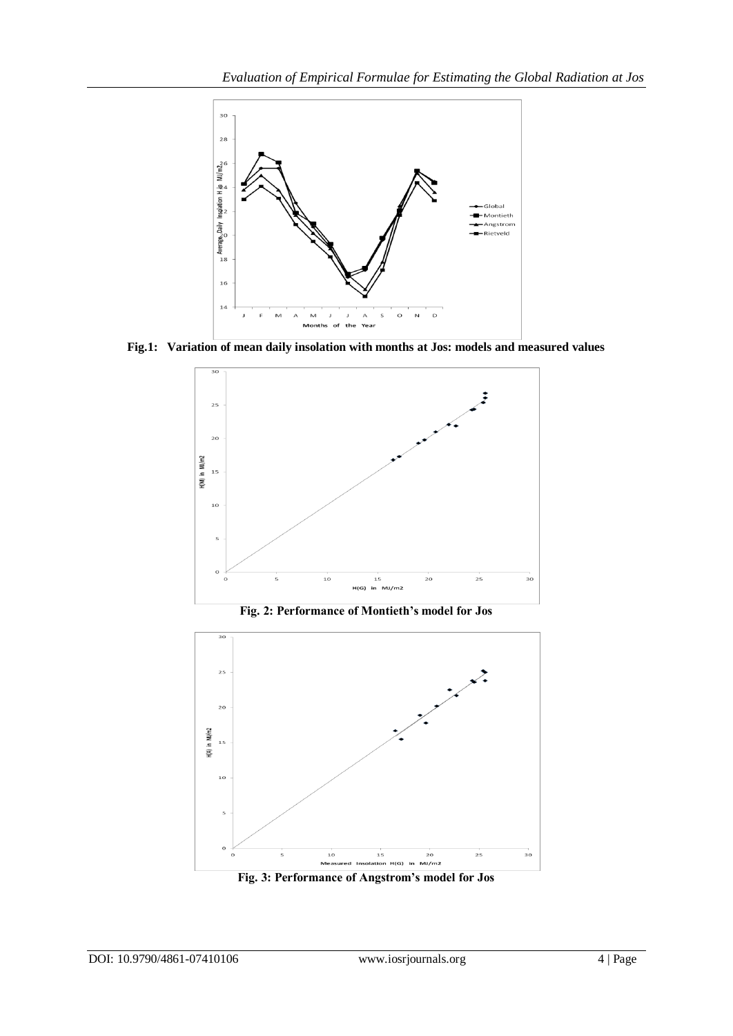Fig.1: Variation of mean daily insolation with months at Jos: models and measured values

Fig. 2: Performance of Montieth's model for Jos

Fig. 3: Performance of Angstrom's model for Jos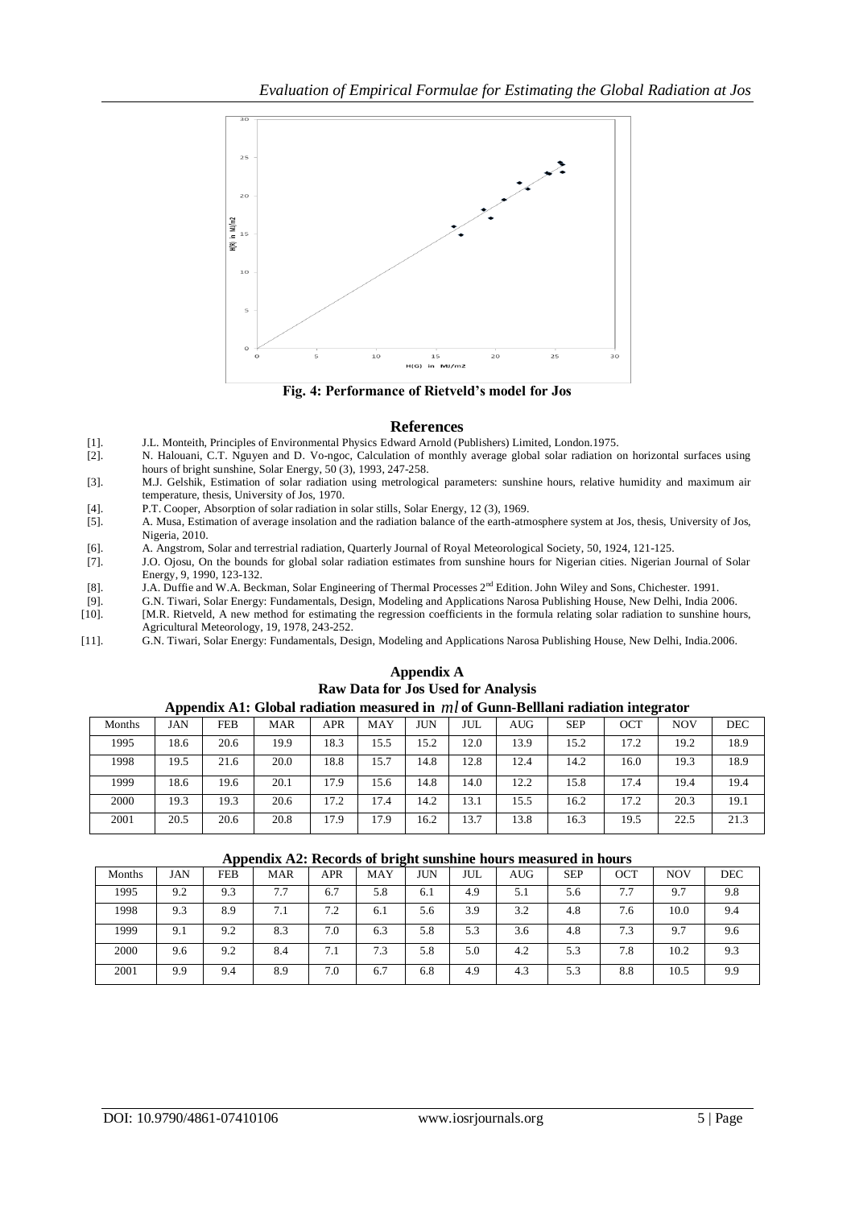Fig. 4: Performance of Rietveld's model for Jos

## References

[1]. J.L. Monteith, Principles of Environmental Physics Edward Arnold (Publishers) Limited, London.1975.

[2]. N. Halouani, C.T. Nguyen and D. Vo-ngoc, Calculation of monthly average global solar radiation on horizontal surfaces using hours of bright sunshine, Solar Energy, 50 (3), 1993, 247-258.

[3]. M.J. Gelshik, Estimation of solar radiation using metrological parameters: sunshine hours, relative humidity and maximum air temperature, thesis, University of Jos, 1970.

[4]. P.T. Cooper, Absorption of solar radiation in solar stills, Solar Energy, 12 (3), 1969.

[5]. A. Musa, Estimation of average insolation and the radiation balance of the earth-atmosphere system at Jos, thesis, University of Jos, Nigeria, 2010.

[6]. A. Angstrom, Solar and terrestrial radiation, Quarterly Journal of Royal Meteorological Society, 50, 1924, 121-125.

[7]. J.O. Ojosu, On the bounds for global solar radiation estimates from sunshine hours for Nigerian cities. Nigerian Journal of Solar Energy, 9, 1990, 123-132.

[8]. J.A. Duffie and W.A. Beckman, Solar Engineering of Thermal Processes 2nd Edition. John Wiley and Sons, Chichester. 1991.

[9]. G.N. Tiwari, Solar Energy: Fundamentals, Design, Modeling and Applications Narosa Publishing House, New Delhi, India 2006.

[10]. [M.R. Rietveld, A new method for estimating the regression coefficients in the formula relating solar radiation to sunshine hours, Agricultural Meteorology, 19, 1978, 243-252.

[11]. G.N. Tiwari, Solar Energy: Fundamentals, Design, Modeling and Applications Narosa Publishing House, New Delhi, India.2006.

## Appendix A
### Raw Data for Jos Used for Analysis

**Appendix A1: Global radiation measured in $ml$ of Gunn-Belllani radiation integrator**

| Months | JAN | FEB | MAR | APR | MAY | JUN | JUL | AUG | SEP | OCT | NOV | DEC |
|---|---|---|---|---|---|---|---|---|---|---|---|---|
| 1995 | 18.6 | 20.6 | 19.9 | 18.3 | 15.5 | 15.2 | 12.0 | 13.9 | 15.2 | 17.2 | 19.2 | 18.9 |
| 1998 | 19.5 | 21.6 | 20.0 | 18.8 | 15.7 | 14.8 | 12.8 | 12.4 | 14.2 | 16.0 | 19.3 | 18.9 |
| 1999 | 18.6 | 19.6 | 20.1 | 17.9 | 15.6 | 14.8 | 14.0 | 12.2 | 15.8 | 17.4 | 19.4 | 19.4 |
| 2000 | 19.3 | 19.3 | 20.6 | 17.2 | 17.4 | 14.2 | 13.1 | 15.5 | 16.2 | 17.2 | 20.3 | 19.1 |
| 2001 | 20.5 | 20.6 | 20.8 | 17.9 | 17.9 | 16.2 | 13.7 | 13.8 | 16.3 | 19.5 | 22.5 | 21.3 |

**Appendix A2: Records of bright sunshine hours measured in hours**

| Months | JAN | FEB | MAR | APR | MAY | JUN | JUL | AUG | SEP | OCT | NOV | DEC |
|---|---|---|---|---|---|---|---|---|---|---|---|---|
| 1995 | 9.2 | 9.3 | 7.7 | 6.7 | 5.8 | 6.1 | 4.9 | 5.1 | 5.6 | 7.7 | 9.7 | 9.8 |
| 1998 | 9.3 | 8.9 | 7.1 | 7.2 | 6.1 | 5.6 | 3.9 | 3.2 | 4.8 | 7.6 | 10.0 | 9.4 |
| 1999 | 9.1 | 9.2 | 8.3 | 7.0 | 6.3 | 5.8 | 5.3 | 3.6 | 4.8 | 7.3 | 9.7 | 9.6 |
| 2000 | 9.6 | 9.2 | 8.4 | 7.1 | 7.3 | 5.8 | 5.0 | 4.2 | 5.3 | 7.8 | 10.2 | 9.3 |
| 2001 | 9.9 | 9.4 | 8.9 | 7.0 | 6.7 | 6.8 | 4.9 | 4.3 | 5.3 | 8.8 | 10.5 | 9.9 |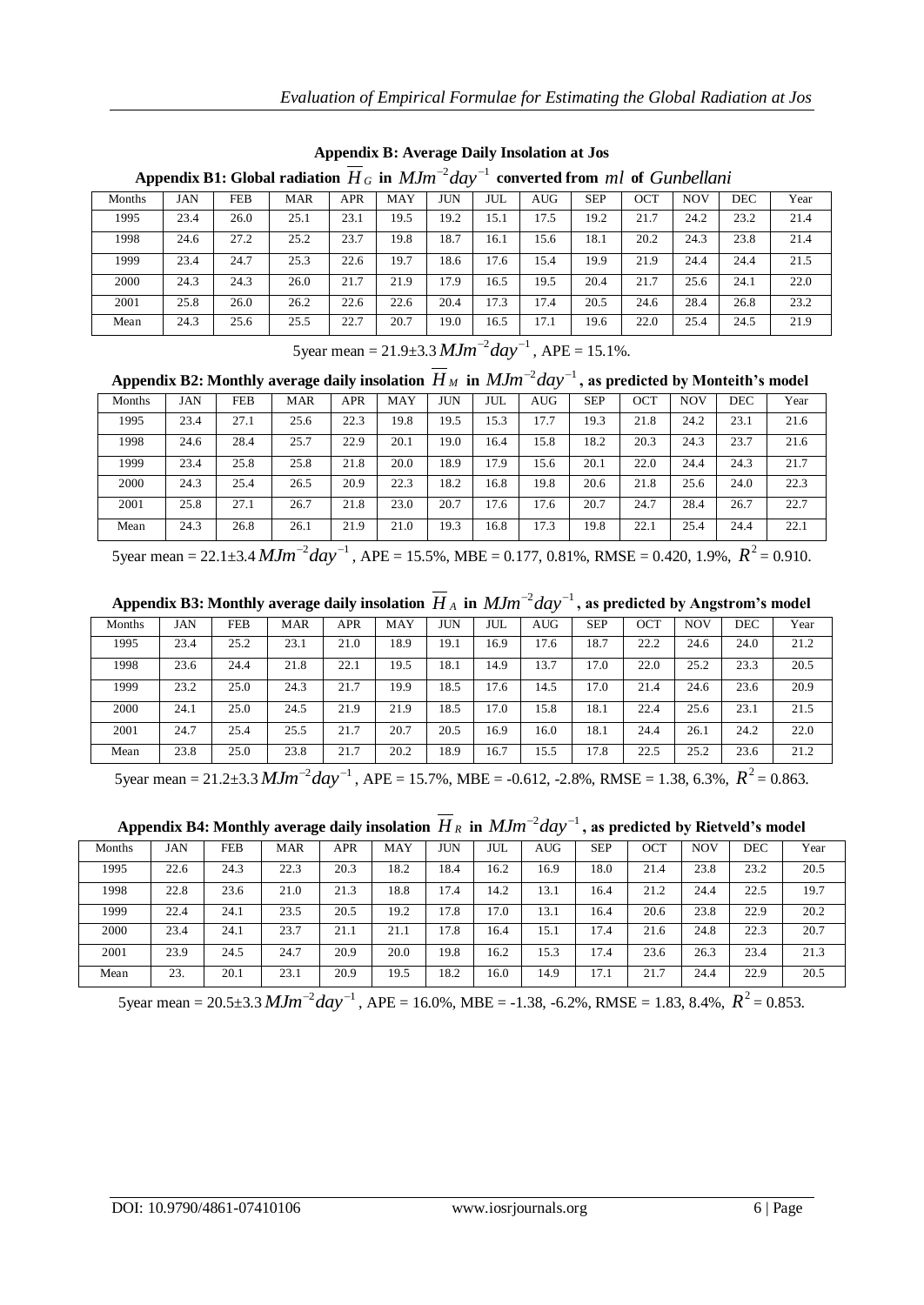## Appendix B: Average Daily Insolation at Jos

### Appendix B1: Global radiation $\overline{H}_G$ in $MJm^{-2}day^{-1}$ converted from $ml$ of *Gunbellani*

| Months | JAN | FEB | MAR | APR | MAY | JUN | JUL | AUG | SEP | OCT | NOV | DEC | Year |
|---|---|---|---|---|---|---|---|---|---|---|---|---|---|
| 1995 | 23.4 | 26.0 | 25.1 | 23.1 | 19.5 | 19.2 | 15.1 | 17.5 | 19.2 | 21.7 | 24.2 | 23.2 | 21.4 |
| 1998 | 24.6 | 27.2 | 25.2 | 23.7 | 19.8 | 18.7 | 16.1 | 15.6 | 18.1 | 20.2 | 24.3 | 23.8 | 21.4 |
| 1999 | 23.4 | 24.7 | 25.3 | 22.6 | 19.7 | 18.6 | 17.6 | 15.4 | 19.9 | 21.9 | 24.4 | 24.4 | 21.5 |
| 2000 | 24.3 | 24.3 | 26.0 | 21.7 | 21.9 | 17.9 | 16.5 | 19.5 | 20.4 | 21.7 | 25.6 | 24.1 | 22.0 |
| 2001 | 25.8 | 26.0 | 26.2 | 22.6 | 22.6 | 20.4 | 17.3 | 17.4 | 20.5 | 24.6 | 28.4 | 26.8 | 23.2 |
| Mean | 24.3 | 25.6 | 25.5 | 22.7 | 20.7 | 19.0 | 16.5 | 17.1 | 19.6 | 22.0 | 25.4 | 24.5 | 21.9 |

5year mean = 21.9±3.3 $MJm^{-2}day^{-1}$, APE = 15.1%.

### Appendix B2: Monthly average daily insolation $\overline{H}_M$ in $MJm^{-2}day^{-1}$, as predicted by Monteith's model

| Months | JAN | FEB | MAR | APR | MAY | JUN | JUL | AUG | SEP | OCT | NOV | DEC | Year |
|---|---|---|---|---|---|---|---|---|---|---|---|---|---|
| 1995 | 23.4 | 27.1 | 25.6 | 22.3 | 19.8 | 19.5 | 15.3 | 17.7 | 19.3 | 21.8 | 24.2 | 23.1 | 21.6 |
| 1998 | 24.6 | 28.4 | 25.7 | 22.9 | 20.1 | 19.0 | 16.4 | 15.8 | 18.2 | 20.3 | 24.3 | 23.7 | 21.6 |
| 1999 | 23.4 | 25.8 | 25.8 | 21.8 | 20.0 | 18.9 | 17.9 | 15.6 | 20.1 | 22.0 | 24.4 | 24.3 | 21.7 |
| 2000 | 24.3 | 25.4 | 26.5 | 20.9 | 22.3 | 18.2 | 16.8 | 19.8 | 20.6 | 21.8 | 25.6 | 24.0 | 22.3 |
| 2001 | 25.8 | 27.1 | 26.7 | 21.8 | 23.0 | 20.7 | 17.6 | 17.6 | 20.7 | 24.7 | 28.4 | 26.7 | 22.7 |
| Mean | 24.3 | 26.8 | 26.1 | 21.9 | 21.0 | 19.3 | 16.8 | 17.3 | 19.8 | 22.1 | 25.4 | 24.4 | 22.1 |

5year mean = 22.1±3.4 $MJm^{-2}day^{-1}$, APE = 15.5%, MBE = 0.177, 0.81%, RMSE = 0.420, 1.9%, $R^2$ = 0.910.

### Appendix B3: Monthly average daily insolation $\overline{H}_A$ in $MJm^{-2}day^{-1}$, as predicted by Angstrom's model

| Months | JAN | FEB | MAR | APR | MAY | JUN | JUL | AUG | SEP | OCT | NOV | DEC | Year |
|---|---|---|---|---|---|---|---|---|---|---|---|---|---|
| 1995 | 23.4 | 25.2 | 23.1 | 21.0 | 18.9 | 19.1 | 16.9 | 17.6 | 18.7 | 22.2 | 24.6 | 24.0 | 21.2 |
| 1998 | 23.6 | 24.4 | 21.8 | 22.1 | 19.5 | 18.1 | 14.9 | 13.7 | 17.0 | 22.0 | 25.2 | 23.3 | 20.5 |
| 1999 | 23.2 | 25.0 | 24.3 | 21.7 | 19.9 | 18.5 | 17.6 | 14.5 | 17.0 | 21.4 | 24.6 | 23.6 | 20.9 |
| 2000 | 24.1 | 25.0 | 24.5 | 21.9 | 21.9 | 18.5 | 17.0 | 15.8 | 18.1 | 22.4 | 25.6 | 23.1 | 21.5 |
| 2001 | 24.7 | 25.4 | 25.5 | 21.7 | 20.7 | 20.5 | 16.9 | 16.0 | 18.1 | 24.4 | 26.1 | 24.2 | 22.0 |
| Mean | 23.8 | 25.0 | 23.8 | 21.7 | 20.2 | 18.9 | 16.7 | 15.5 | 17.8 | 22.5 | 25.2 | 23.6 | 21.2 |

5year mean = 21.2±3.3 $MJm^{-2}day^{-1}$, APE = 15.7%, MBE = -0.612, -2.8%, RMSE = 1.38, 6.3%, $R^2$ = 0.863.

### Appendix B4: Monthly average daily insolation $\overline{H}_R$ in $MJm^{-2}day^{-1}$, as predicted by Rietveld's model

| Months | JAN | FEB | MAR | APR | MAY | JUN | JUL | AUG | SEP | OCT | NOV | DEC | Year |
|---|---|---|---|---|---|---|---|---|---|---|---|---|---|
| 1995 | 22.6 | 24.3 | 22.3 | 20.3 | 18.2 | 18.4 | 16.2 | 16.9 | 18.0 | 21.4 | 23.8 | 23.2 | 20.5 |
| 1998 | 22.8 | 23.6 | 21.0 | 21.3 | 18.8 | 17.4 | 14.2 | 13.1 | 16.4 | 21.2 | 24.4 | 22.5 | 19.7 |
| 1999 | 22.4 | 24.1 | 23.5 | 20.5 | 19.2 | 17.8 | 17.0 | 13.1 | 16.4 | 20.6 | 23.8 | 22.9 | 20.2 |
| 2000 | 23.4 | 24.1 | 23.7 | 21.1 | 21.1 | 17.8 | 16.4 | 15.1 | 17.4 | 21.6 | 24.8 | 22.3 | 20.7 |
| 2001 | 23.9 | 24.5 | 24.7 | 20.9 | 20.0 | 19.8 | 16.2 | 15.3 | 17.4 | 23.6 | 26.3 | 23.4 | 21.3 |
| Mean | 23. | 20.1 | 23.1 | 20.9 | 19.5 | 18.2 | 16.0 | 14.9 | 17.1 | 21.7 | 24.4 | 22.9 | 20.5 |

5year mean = 20.5±3.3 $MJm^{-2}day^{-1}$, APE = 16.0%, MBE = -1.38, -6.2%, RMSE = 1.83, 8.4%, $R^2$ = 0.853.